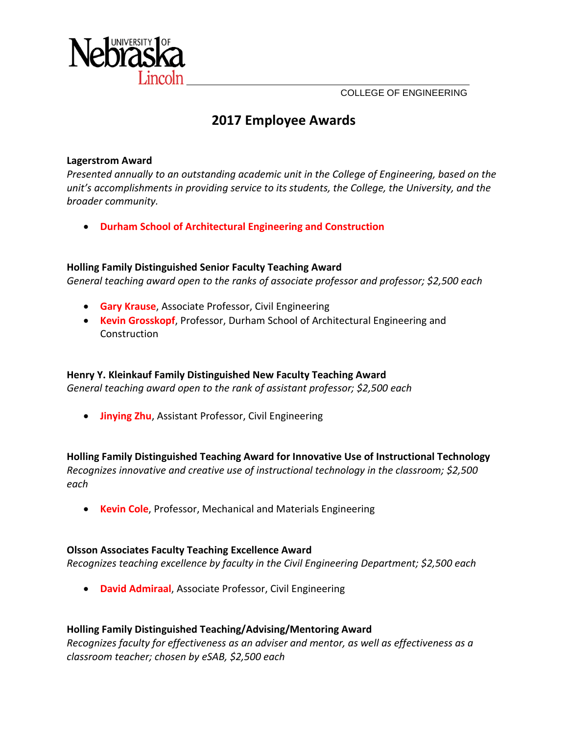University of Nebraska–Lincoln

COLLEGE OF ENGINEERING

# 2017 Employee Awards

**Lagerstrom Award**

*Presented annually to an outstanding academic unit in the College of Engineering, based on the unit's accomplishments in providing service to its students, the College, the University, and the broader community.*

- **Durham School of Architectural Engineering and Construction**

**Holling Family Distinguished Senior Faculty Teaching Award**

*General teaching award open to the ranks of associate professor and professor; $2,500 each*

- **Gary Krause**, Associate Professor, Civil Engineering
- **Kevin Grosskopf**, Professor, Durham School of Architectural Engineering and Construction

**Henry Y. Kleinkauf Family Distinguished New Faculty Teaching Award**

*General teaching award open to the rank of assistant professor; $2,500 each*

- **Jinying Zhu**, Assistant Professor, Civil Engineering

**Holling Family Distinguished Teaching Award for Innovative Use of Instructional Technology**

*Recognizes innovative and creative use of instructional technology in the classroom; $2,500 each*

- **Kevin Cole**, Professor, Mechanical and Materials Engineering

**Olsson Associates Faculty Teaching Excellence Award**

*Recognizes teaching excellence by faculty in the Civil Engineering Department; $2,500 each*

- **David Admiraal**, Associate Professor, Civil Engineering

**Holling Family Distinguished Teaching/Advising/Mentoring Award**

*Recognizes faculty for effectiveness as an adviser and mentor, as well as effectiveness as a classroom teacher; chosen by eSAB, $2,500 each*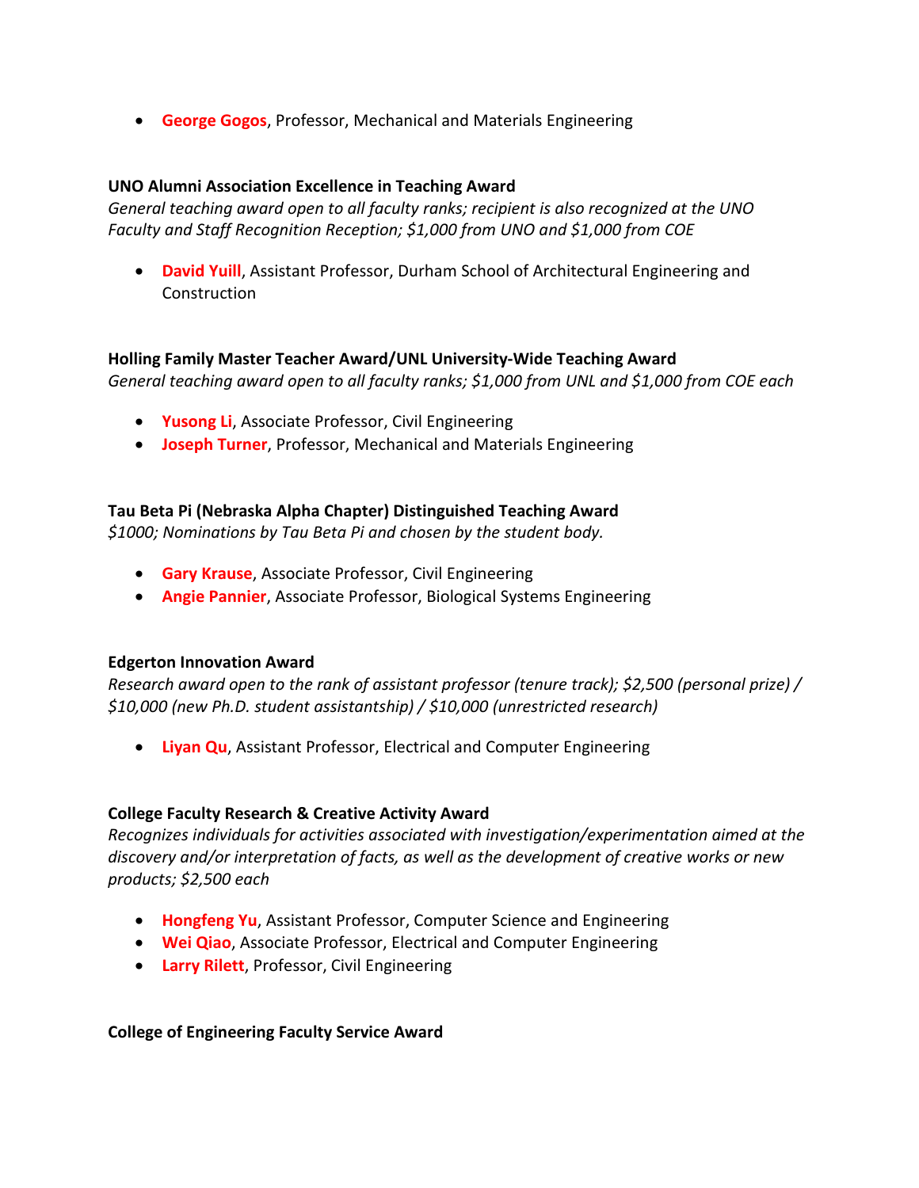- **George Gogos**, Professor, Mechanical and Materials Engineering

**UNO Alumni Association Excellence in Teaching Award**

*General teaching award open to all faculty ranks; recipient is also recognized at the UNO Faculty and Staff Recognition Reception; $1,000 from UNO and $1,000 from COE*

- **David Yuill**, Assistant Professor, Durham School of Architectural Engineering and Construction

**Holling Family Master Teacher Award/UNL University-Wide Teaching Award**

*General teaching award open to all faculty ranks; $1,000 from UNL and $1,000 from COE each*

- **Yusong Li**, Associate Professor, Civil Engineering
- **Joseph Turner**, Professor, Mechanical and Materials Engineering

**Tau Beta Pi (Nebraska Alpha Chapter) Distinguished Teaching Award**

*$1000; Nominations by Tau Beta Pi and chosen by the student body.*

- **Gary Krause**, Associate Professor, Civil Engineering
- **Angie Pannier**, Associate Professor, Biological Systems Engineering

**Edgerton Innovation Award**

*Research award open to the rank of assistant professor (tenure track); $2,500 (personal prize) / $10,000 (new Ph.D. student assistantship) / $10,000 (unrestricted research)*

- **Liyan Qu**, Assistant Professor, Electrical and Computer Engineering

**College Faculty Research & Creative Activity Award**

*Recognizes individuals for activities associated with investigation/experimentation aimed at the discovery and/or interpretation of facts, as well as the development of creative works or new products; $2,500 each*

- **Hongfeng Yu**, Assistant Professor, Computer Science and Engineering
- **Wei Qiao**, Associate Professor, Electrical and Computer Engineering
- **Larry Rilett**, Professor, Civil Engineering

**College of Engineering Faculty Service Award**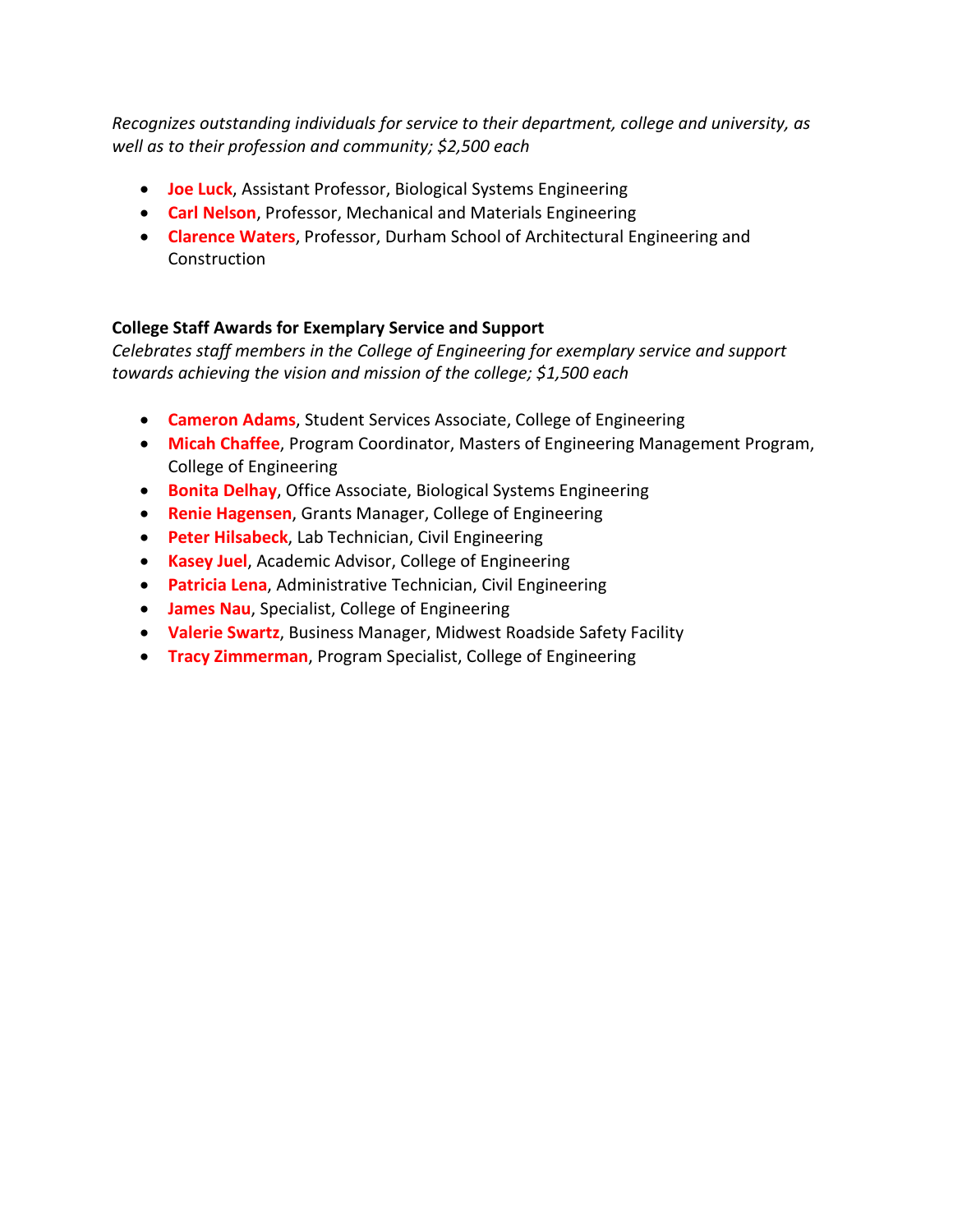*Recognizes outstanding individuals for service to their department, college and university, as well as to their profession and community; $2,500 each*

- **Joe Luck**, Assistant Professor, Biological Systems Engineering
- **Carl Nelson**, Professor, Mechanical and Materials Engineering
- **Clarence Waters**, Professor, Durham School of Architectural Engineering and Construction

**College Staff Awards for Exemplary Service and Support**

*Celebrates staff members in the College of Engineering for exemplary service and support towards achieving the vision and mission of the college; $1,500 each*

- **Cameron Adams**, Student Services Associate, College of Engineering
- **Micah Chaffee**, Program Coordinator, Masters of Engineering Management Program, College of Engineering
- **Bonita Delhay**, Office Associate, Biological Systems Engineering
- **Renie Hagensen**, Grants Manager, College of Engineering
- **Peter Hilsabeck**, Lab Technician, Civil Engineering
- **Kasey Juel**, Academic Advisor, College of Engineering
- **Patricia Lena**, Administrative Technician, Civil Engineering
- **James Nau**, Specialist, College of Engineering
- **Valerie Swartz**, Business Manager, Midwest Roadside Safety Facility
- **Tracy Zimmerman**, Program Specialist, College of Engineering